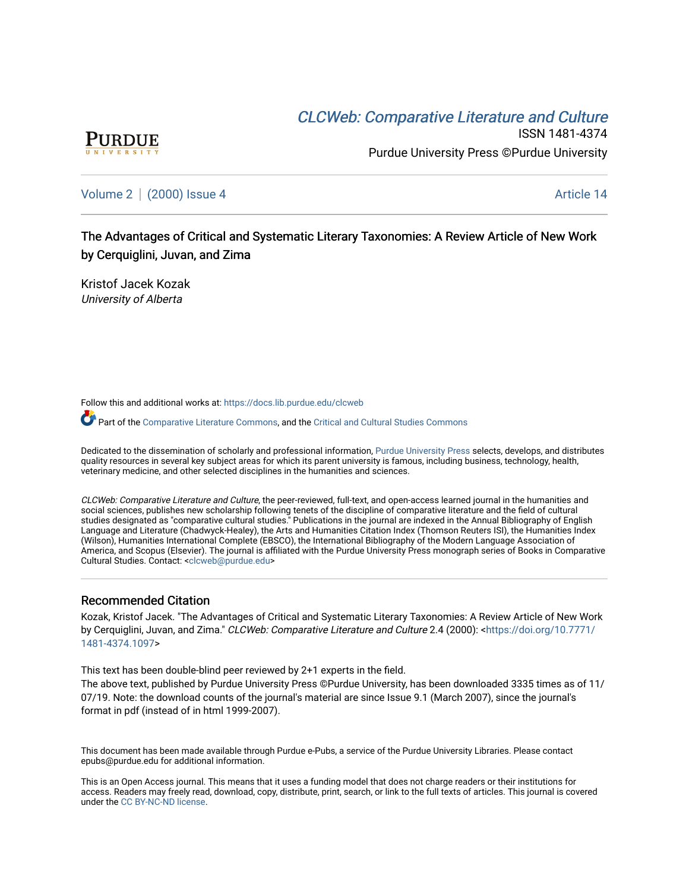# CLCWeb: Comparative Literature and Culture

ISSN 1481-4374

Purdue University Press ©Purdue University

Volume 2 | (2000) Issue 4 Article 14

## The Advantages of Critical and Systematic Literary Taxonomies: A Review Article of New Work by Cerquiglini, Juvan, and Zima

Kristof Jacek Kozak
*University of Alberta*

Follow this and additional works at: https://docs.lib.purdue.edu/clcweb

Part of the Comparative Literature Commons, and the Critical and Cultural Studies Commons

Dedicated to the dissemination of scholarly and professional information, Purdue University Press selects, develops, and distributes quality resources in several key subject areas for which its parent university is famous, including business, technology, health, veterinary medicine, and other selected disciplines in the humanities and sciences.

*CLCWeb: Comparative Literature and Culture*, the peer-reviewed, full-text, and open-access learned journal in the humanities and social sciences, publishes new scholarship following tenets of the discipline of comparative literature and the field of cultural studies designated as "comparative cultural studies." Publications in the journal are indexed in the Annual Bibliography of English Language and Literature (Chadwyck-Healey), the Arts and Humanities Citation Index (Thomson Reuters ISI), the Humanities Index (Wilson), Humanities International Complete (EBSCO), the International Bibliography of the Modern Language Association of America, and Scopus (Elsevier). The journal is affiliated with the Purdue University Press monograph series of Books in Comparative Cultural Studies. Contact: <clcweb@purdue.edu>

### Recommended Citation

Kozak, Kristof Jacek. "The Advantages of Critical and Systematic Literary Taxonomies: A Review Article of New Work by Cerquiglini, Juvan, and Zima." *CLCWeb: Comparative Literature and Culture* 2.4 (2000): <https://doi.org/10.7771/1481-4374.1097>

This text has been double-blind peer reviewed by 2+1 experts in the field.
The above text, published by Purdue University Press ©Purdue University, has been downloaded 3335 times as of 11/07/19. Note: the download counts of the journal's material are since Issue 9.1 (March 2007), since the journal's format in pdf (instead of in html 1999-2007).

This document has been made available through Purdue e-Pubs, a service of the Purdue University Libraries. Please contact epubs@purdue.edu for additional information.

This is an Open Access journal. This means that it uses a funding model that does not charge readers or their institutions for access. Readers may freely read, download, copy, distribute, print, search, or link to the full texts of articles. This journal is covered under the CC BY-NC-ND license.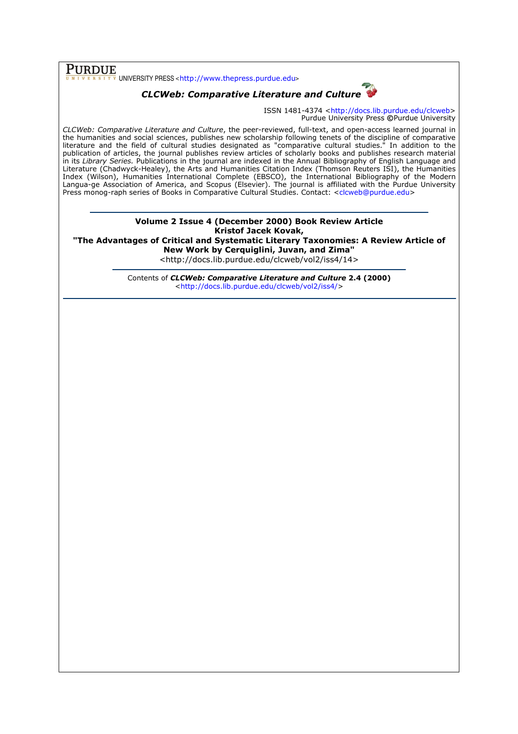**PURDUE** UNIVERSITY PRESS <http://www.thepress.purdue.edu>

***CLCWeb: Comparative Literature and Culture***

ISSN 1481-4374 <http://docs.lib.purdue.edu/clcweb>
Purdue University Press ©Purdue University

*CLCWeb: Comparative Literature and Culture*, the peer-reviewed, full-text, and open-access learned journal in the humanities and social sciences, publishes new scholarship following tenets of the discipline of comparative literature and the field of cultural studies designated as "comparative cultural studies." In addition to the publication of articles, the journal publishes review articles of scholarly books and publishes research material in its *Library Series.* Publications in the journal are indexed in the Annual Bibliography of English Language and Literature (Chadwyck-Healey), the Arts and Humanities Citation Index (Thomson Reuters ISI), the Humanities Index (Wilson), Humanities International Complete (EBSCO), the International Bibliography of the Modern Langua-ge Association of America, and Scopus (Elsevier). The journal is affiliated with the Purdue University Press monog-raph series of Books in Comparative Cultural Studies. Contact: <clcweb@purdue.edu>

**Volume 2 Issue 4 (December 2000) Book Review Article**
**Kristof Jacek Kovak,**
**"The Advantages of Critical and Systematic Literary Taxonomies: A Review Article of New Work by Cerquiglini, Juvan, and Zima"**
<http://docs.lib.purdue.edu/clcweb/vol2/iss4/14>

Contents of ***CLCWeb: Comparative Literature and Culture*** **2.4 (2000)**
<http://docs.lib.purdue.edu/clcweb/vol2/iss4/>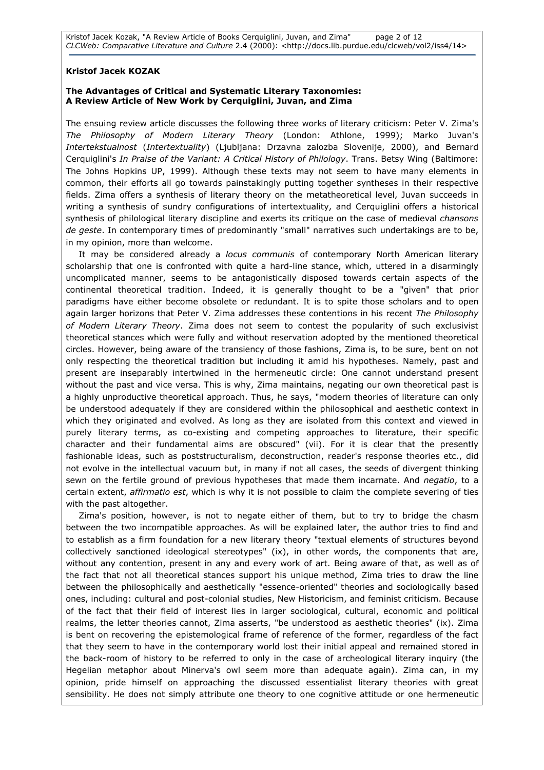**Kristof Jacek KOZAK**

**The Advantages of Critical and Systematic Literary Taxonomies: A Review Article of New Work by Cerquiglini, Juvan, and Zima**

The ensuing review article discusses the following three works of literary criticism: Peter V. Zima's *The Philosophy of Modern Literary Theory* (London: Athlone, 1999); Marko Juvan's *Intertekstualnost* (*Intertextuality*) (Ljubljana: Drzavna zalozba Slovenije, 2000), and Bernard Cerquiglini's *In Praise of the Variant: A Critical History of Philology*. Trans. Betsy Wing (Baltimore: The Johns Hopkins UP, 1999). Although these texts may not seem to have many elements in common, their efforts all go towards painstakingly putting together syntheses in their respective fields. Zima offers a synthesis of literary theory on the metatheoretical level, Juvan succeeds in writing a synthesis of sundry configurations of intertextuality, and Cerquiglini offers a historical synthesis of philological literary discipline and exerts its critique on the case of medieval *chansons de geste*. In contemporary times of predominantly "small" narratives such undertakings are to be, in my opinion, more than welcome.

It may be considered already a *locus communis* of contemporary North American literary scholarship that one is confronted with quite a hard-line stance, which, uttered in a disarmingly uncomplicated manner, seems to be antagonistically disposed towards certain aspects of the continental theoretical tradition. Indeed, it is generally thought to be a "given" that prior paradigms have either become obsolete or redundant. It is to spite those scholars and to open again larger horizons that Peter V. Zima addresses these contentions in his recent *The Philosophy of Modern Literary Theory*. Zima does not seem to contest the popularity of such exclusivist theoretical stances which were fully and without reservation adopted by the mentioned theoretical circles. However, being aware of the transiency of those fashions, Zima is, to be sure, bent on not only respecting the theoretical tradition but including it amid his hypotheses. Namely, past and present are inseparably intertwined in the hermeneutic circle: One cannot understand present without the past and vice versa. This is why, Zima maintains, negating our own theoretical past is a highly unproductive theoretical approach. Thus, he says, "modern theories of literature can only be understood adequately if they are considered within the philosophical and aesthetic context in which they originated and evolved. As long as they are isolated from this context and viewed in purely literary terms, as co-existing and competing approaches to literature, their specific character and their fundamental aims are obscured" (vii). For it is clear that the presently fashionable ideas, such as poststructuralism, deconstruction, reader's response theories etc., did not evolve in the intellectual vacuum but, in many if not all cases, the seeds of divergent thinking sewn on the fertile ground of previous hypotheses that made them incarnate. And *negatio*, to a certain extent, *affirmatio est*, which is why it is not possible to claim the complete severing of ties with the past altogether.

Zima's position, however, is not to negate either of them, but to try to bridge the chasm between the two incompatible approaches. As will be explained later, the author tries to find and to establish as a firm foundation for a new literary theory "textual elements of structures beyond collectively sanctioned ideological stereotypes" (ix), in other words, the components that are, without any contention, present in any and every work of art. Being aware of that, as well as of the fact that not all theoretical stances support his unique method, Zima tries to draw the line between the philosophically and aesthetically "essence-oriented" theories and sociologically based ones, including: cultural and post-colonial studies, New Historicism, and feminist criticism. Because of the fact that their field of interest lies in larger sociological, cultural, economic and political realms, the letter theories cannot, Zima asserts, "be understood as aesthetic theories" (ix). Zima is bent on recovering the epistemological frame of reference of the former, regardless of the fact that they seem to have in the contemporary world lost their initial appeal and remained stored in the back-room of history to be referred to only in the case of archeological literary inquiry (the Hegelian metaphor about Minerva's owl seem more than adequate again). Zima can, in my opinion, pride himself on approaching the discussed essentialist literary theories with great sensibility. He does not simply attribute one theory to one cognitive attitude or one hermeneutic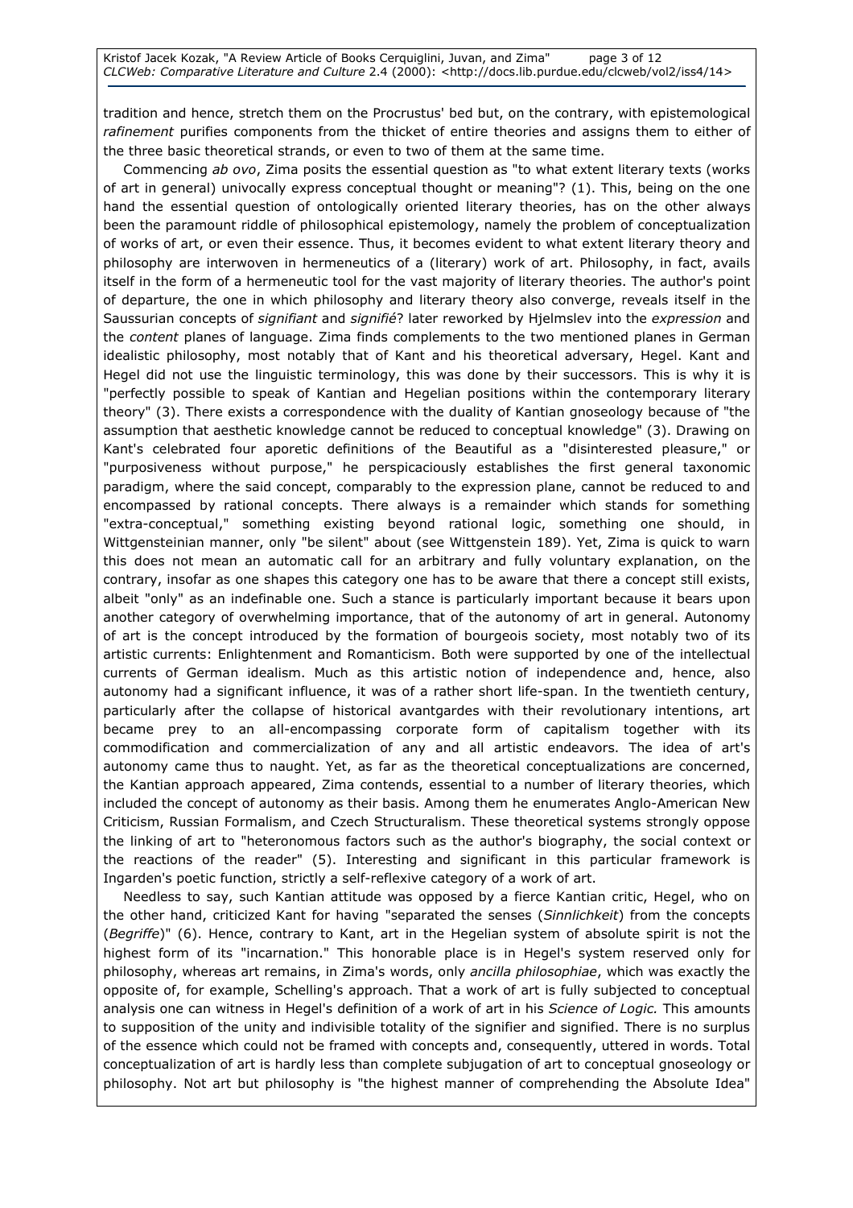tradition and hence, stretch them on the Procrustus' bed but, on the contrary, with epistemological *rafinement* purifies components from the thicket of entire theories and assigns them to either of the three basic theoretical strands, or even to two of them at the same time.

Commencing *ab ovo*, Zima posits the essential question as "to what extent literary texts (works of art in general) univocally express conceptual thought or meaning"? (1). This, being on the one hand the essential question of ontologically oriented literary theories, has on the other always been the paramount riddle of philosophical epistemology, namely the problem of conceptualization of works of art, or even their essence. Thus, it becomes evident to what extent literary theory and philosophy are interwoven in hermeneutics of a (literary) work of art. Philosophy, in fact, avails itself in the form of a hermeneutic tool for the vast majority of literary theories. The author's point of departure, the one in which philosophy and literary theory also converge, reveals itself in the Saussurian concepts of *signifiant* and *signifié*? later reworked by Hjelmslev into the *expression* and the *content* planes of language. Zima finds complements to the two mentioned planes in German idealistic philosophy, most notably that of Kant and his theoretical adversary, Hegel. Kant and Hegel did not use the linguistic terminology, this was done by their successors. This is why it is "perfectly possible to speak of Kantian and Hegelian positions within the contemporary literary theory" (3). There exists a correspondence with the duality of Kantian gnoseology because of "the assumption that aesthetic knowledge cannot be reduced to conceptual knowledge" (3). Drawing on Kant's celebrated four aporetic definitions of the Beautiful as a "disinterested pleasure," or "purposiveness without purpose," he perspicaciously establishes the first general taxonomic paradigm, where the said concept, comparably to the expression plane, cannot be reduced to and encompassed by rational concepts. There always is a remainder which stands for something "extra-conceptual," something existing beyond rational logic, something one should, in Wittgensteinian manner, only "be silent" about (see Wittgenstein 189). Yet, Zima is quick to warn this does not mean an automatic call for an arbitrary and fully voluntary explanation, on the contrary, insofar as one shapes this category one has to be aware that there a concept still exists, albeit "only" as an indefinable one. Such a stance is particularly important because it bears upon another category of overwhelming importance, that of the autonomy of art in general. Autonomy of art is the concept introduced by the formation of bourgeois society, most notably two of its artistic currents: Enlightenment and Romanticism. Both were supported by one of the intellectual currents of German idealism. Much as this artistic notion of independence and, hence, also autonomy had a significant influence, it was of a rather short life-span. In the twentieth century, particularly after the collapse of historical avantgardes with their revolutionary intentions, art became prey to an all-encompassing corporate form of capitalism together with its commodification and commercialization of any and all artistic endeavors. The idea of art's autonomy came thus to naught. Yet, as far as the theoretical conceptualizations are concerned, the Kantian approach appeared, Zima contends, essential to a number of literary theories, which included the concept of autonomy as their basis. Among them he enumerates Anglo-American New Criticism, Russian Formalism, and Czech Structuralism. These theoretical systems strongly oppose the linking of art to "heteronomous factors such as the author's biography, the social context or the reactions of the reader" (5). Interesting and significant in this particular framework is Ingarden's poetic function, strictly a self-reflexive category of a work of art.

Needless to say, such Kantian attitude was opposed by a fierce Kantian critic, Hegel, who on the other hand, criticized Kant for having "separated the senses (*Sinnlichkeit*) from the concepts (*Begriffe*)" (6). Hence, contrary to Kant, art in the Hegelian system of absolute spirit is not the highest form of its "incarnation." This honorable place is in Hegel's system reserved only for philosophy, whereas art remains, in Zima's words, only *ancilla philosophiae*, which was exactly the opposite of, for example, Schelling's approach. That a work of art is fully subjected to conceptual analysis one can witness in Hegel's definition of a work of art in his *Science of Logic.* This amounts to supposition of the unity and indivisible totality of the signifier and signified. There is no surplus of the essence which could not be framed with concepts and, consequently, uttered in words. Total conceptualization of art is hardly less than complete subjugation of art to conceptual gnoseology or philosophy. Not art but philosophy is "the highest manner of comprehending the Absolute Idea"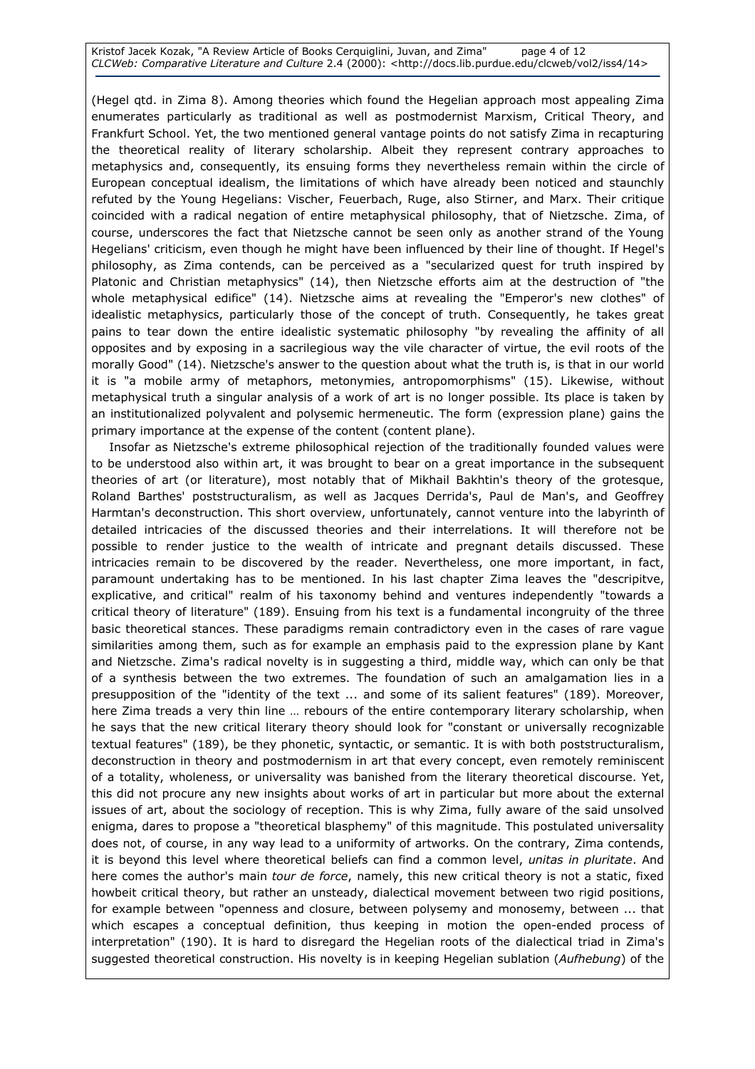(Hegel qtd. in Zima 8). Among theories which found the Hegelian approach most appealing Zima enumerates particularly as traditional as well as postmodernist Marxism, Critical Theory, and Frankfurt School. Yet, the two mentioned general vantage points do not satisfy Zima in recapturing the theoretical reality of literary scholarship. Albeit they represent contrary approaches to metaphysics and, consequently, its ensuing forms they nevertheless remain within the circle of European conceptual idealism, the limitations of which have already been noticed and staunchly refuted by the Young Hegelians: Vischer, Feuerbach, Ruge, also Stirner, and Marx. Their critique coincided with a radical negation of entire metaphysical philosophy, that of Nietzsche. Zima, of course, underscores the fact that Nietzsche cannot be seen only as another strand of the Young Hegelians' criticism, even though he might have been influenced by their line of thought. If Hegel's philosophy, as Zima contends, can be perceived as a "secularized quest for truth inspired by Platonic and Christian metaphysics" (14), then Nietzsche efforts aim at the destruction of "the whole metaphysical edifice" (14). Nietzsche aims at revealing the "Emperor's new clothes" of idealistic metaphysics, particularly those of the concept of truth. Consequently, he takes great pains to tear down the entire idealistic systematic philosophy "by revealing the affinity of all opposites and by exposing in a sacrilegious way the vile character of virtue, the evil roots of the morally Good" (14). Nietzsche's answer to the question about what the truth is, is that in our world it is "a mobile army of metaphors, metonymies, antropomorphisms" (15). Likewise, without metaphysical truth a singular analysis of a work of art is no longer possible. Its place is taken by an institutionalized polyvalent and polysemic hermeneutic. The form (expression plane) gains the primary importance at the expense of the content (content plane).

Insofar as Nietzsche's extreme philosophical rejection of the traditionally founded values were to be understood also within art, it was brought to bear on a great importance in the subsequent theories of art (or literature), most notably that of Mikhail Bakhtin's theory of the grotesque, Roland Barthes' poststructuralism, as well as Jacques Derrida's, Paul de Man's, and Geoffrey Harmtan's deconstruction. This short overview, unfortunately, cannot venture into the labyrinth of detailed intricacies of the discussed theories and their interrelations. It will therefore not be possible to render justice to the wealth of intricate and pregnant details discussed. These intricacies remain to be discovered by the reader. Nevertheless, one more important, in fact, paramount undertaking has to be mentioned. In his last chapter Zima leaves the "descripitve, explicative, and critical" realm of his taxonomy behind and ventures independently "towards a critical theory of literature" (189). Ensuing from his text is a fundamental incongruity of the three basic theoretical stances. These paradigms remain contradictory even in the cases of rare vague similarities among them, such as for example an emphasis paid to the expression plane by Kant and Nietzsche. Zima's radical novelty is in suggesting a third, middle way, which can only be that of a synthesis between the two extremes. The foundation of such an amalgamation lies in a presupposition of the "identity of the text ... and some of its salient features" (189). Moreover, here Zima treads a very thin line … rebours of the entire contemporary literary scholarship, when he says that the new critical literary theory should look for "constant or universally recognizable textual features" (189), be they phonetic, syntactic, or semantic. It is with both poststructuralism, deconstruction in theory and postmodernism in art that every concept, even remotely reminiscent of a totality, wholeness, or universality was banished from the literary theoretical discourse. Yet, this did not procure any new insights about works of art in particular but more about the external issues of art, about the sociology of reception. This is why Zima, fully aware of the said unsolved enigma, dares to propose a "theoretical blasphemy" of this magnitude. This postulated universality does not, of course, in any way lead to a uniformity of artworks. On the contrary, Zima contends, it is beyond this level where theoretical beliefs can find a common level, *unitas in pluritate*. And here comes the author's main *tour de force*, namely, this new critical theory is not a static, fixed howbeit critical theory, but rather an unsteady, dialectical movement between two rigid positions, for example between "openness and closure, between polysemy and monosemy, between ... that which escapes a conceptual definition, thus keeping in motion the open-ended process of interpretation" (190). It is hard to disregard the Hegelian roots of the dialectical triad in Zima's suggested theoretical construction. His novelty is in keeping Hegelian sublation (*Aufhebung*) of the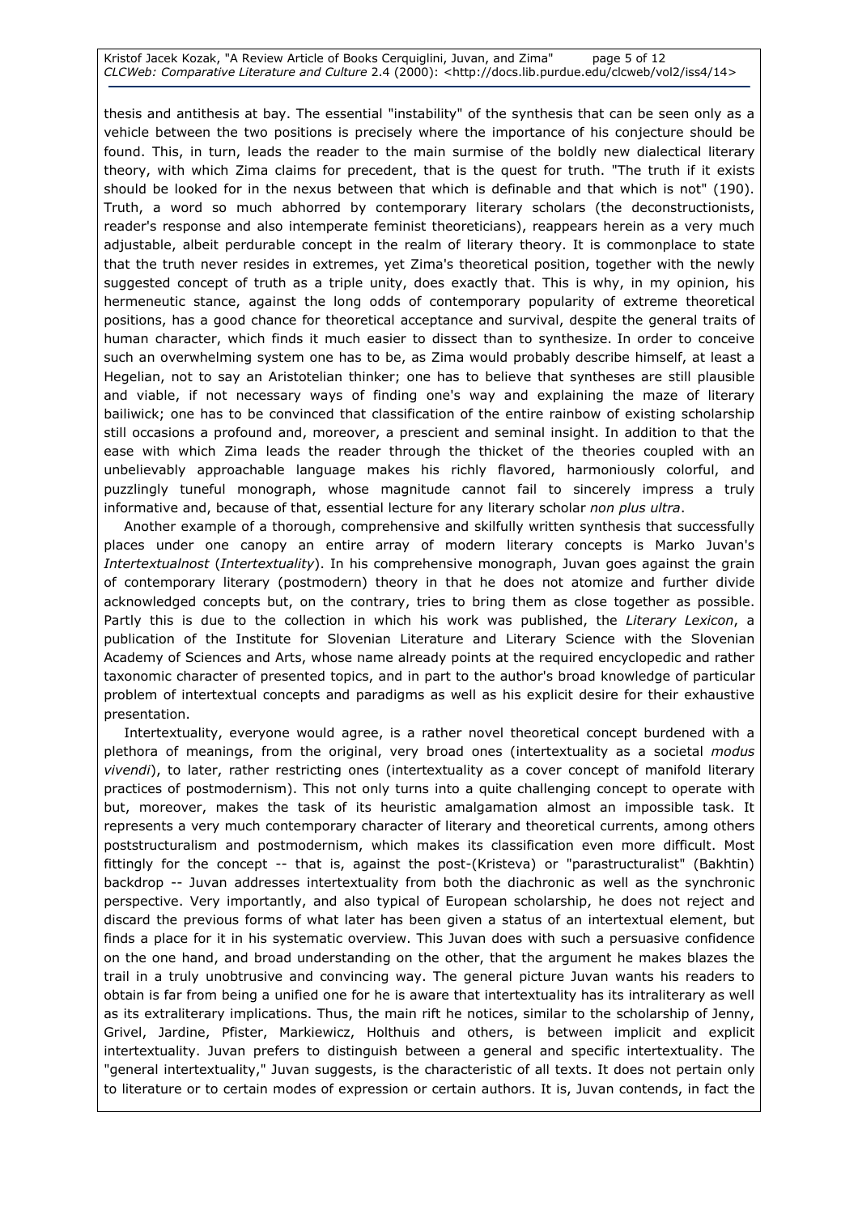thesis and antithesis at bay. The essential "instability" of the synthesis that can be seen only as a vehicle between the two positions is precisely where the importance of his conjecture should be found. This, in turn, leads the reader to the main surmise of the boldly new dialectical literary theory, with which Zima claims for precedent, that is the quest for truth. "The truth if it exists should be looked for in the nexus between that which is definable and that which is not" (190). Truth, a word so much abhorred by contemporary literary scholars (the deconstructionists, reader's response and also intemperate feminist theoreticians), reappears herein as a very much adjustable, albeit perdurable concept in the realm of literary theory. It is commonplace to state that the truth never resides in extremes, yet Zima's theoretical position, together with the newly suggested concept of truth as a triple unity, does exactly that. This is why, in my opinion, his hermeneutic stance, against the long odds of contemporary popularity of extreme theoretical positions, has a good chance for theoretical acceptance and survival, despite the general traits of human character, which finds it much easier to dissect than to synthesize. In order to conceive such an overwhelming system one has to be, as Zima would probably describe himself, at least a Hegelian, not to say an Aristotelian thinker; one has to believe that syntheses are still plausible and viable, if not necessary ways of finding one's way and explaining the maze of literary bailiwick; one has to be convinced that classification of the entire rainbow of existing scholarship still occasions a profound and, moreover, a prescient and seminal insight. In addition to that the ease with which Zima leads the reader through the thicket of the theories coupled with an unbelievably approachable language makes his richly flavored, harmoniously colorful, and puzzlingly tuneful monograph, whose magnitude cannot fail to sincerely impress a truly informative and, because of that, essential lecture for any literary scholar *non plus ultra*.

Another example of a thorough, comprehensive and skilfully written synthesis that successfully places under one canopy an entire array of modern literary concepts is Marko Juvan's *Intertextualnost* (*Intertextuality*). In his comprehensive monograph, Juvan goes against the grain of contemporary literary (postmodern) theory in that he does not atomize and further divide acknowledged concepts but, on the contrary, tries to bring them as close together as possible. Partly this is due to the collection in which his work was published, the *Literary Lexicon*, a publication of the Institute for Slovenian Literature and Literary Science with the Slovenian Academy of Sciences and Arts, whose name already points at the required encyclopedic and rather taxonomic character of presented topics, and in part to the author's broad knowledge of particular problem of intertextual concepts and paradigms as well as his explicit desire for their exhaustive presentation.

Intertextuality, everyone would agree, is a rather novel theoretical concept burdened with a plethora of meanings, from the original, very broad ones (intertextuality as a societal *modus vivendi*), to later, rather restricting ones (intertextuality as a cover concept of manifold literary practices of postmodernism). This not only turns into a quite challenging concept to operate with but, moreover, makes the task of its heuristic amalgamation almost an impossible task. It represents a very much contemporary character of literary and theoretical currents, among others poststructuralism and postmodernism, which makes its classification even more difficult. Most fittingly for the concept -- that is, against the post-(Kristeva) or "parastructuralist" (Bakhtin) backdrop -- Juvan addresses intertextuality from both the diachronic as well as the synchronic perspective. Very importantly, and also typical of European scholarship, he does not reject and discard the previous forms of what later has been given a status of an intertextual element, but finds a place for it in his systematic overview. This Juvan does with such a persuasive confidence on the one hand, and broad understanding on the other, that the argument he makes blazes the trail in a truly unobtrusive and convincing way. The general picture Juvan wants his readers to obtain is far from being a unified one for he is aware that intertextuality has its intraliterary as well as its extraliterary implications. Thus, the main rift he notices, similar to the scholarship of Jenny, Grivel, Jardine, Pfister, Markiewicz, Holthuis and others, is between implicit and explicit intertextuality. Juvan prefers to distinguish between a general and specific intertextuality. The "general intertextuality," Juvan suggests, is the characteristic of all texts. It does not pertain only to literature or to certain modes of expression or certain authors. It is, Juvan contends, in fact the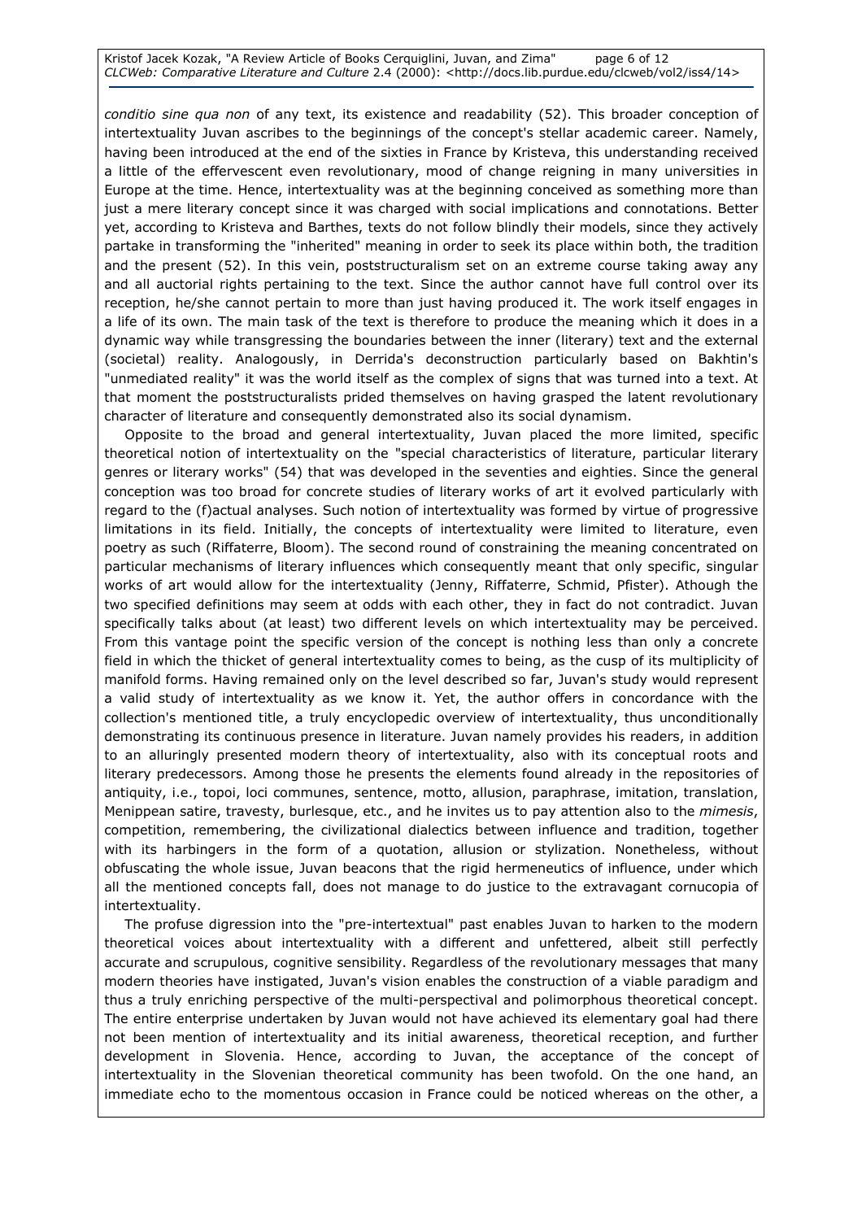*conditio sine qua non* of any text, its existence and readability (52). This broader conception of intertextuality Juvan ascribes to the beginnings of the concept's stellar academic career. Namely, having been introduced at the end of the sixties in France by Kristeva, this understanding received a little of the effervescent even revolutionary, mood of change reigning in many universities in Europe at the time. Hence, intertextuality was at the beginning conceived as something more than just a mere literary concept since it was charged with social implications and connotations. Better yet, according to Kristeva and Barthes, texts do not follow blindly their models, since they actively partake in transforming the "inherited" meaning in order to seek its place within both, the tradition and the present (52). In this vein, poststructuralism set on an extreme course taking away any and all auctorial rights pertaining to the text. Since the author cannot have full control over its reception, he/she cannot pertain to more than just having produced it. The work itself engages in a life of its own. The main task of the text is therefore to produce the meaning which it does in a dynamic way while transgressing the boundaries between the inner (literary) text and the external (societal) reality. Analogously, in Derrida's deconstruction particularly based on Bakhtin's "unmediated reality" it was the world itself as the complex of signs that was turned into a text. At that moment the poststructuralists prided themselves on having grasped the latent revolutionary character of literature and consequently demonstrated also its social dynamism.

Opposite to the broad and general intertextuality, Juvan placed the more limited, specific theoretical notion of intertextuality on the "special characteristics of literature, particular literary genres or literary works" (54) that was developed in the seventies and eighties. Since the general conception was too broad for concrete studies of literary works of art it evolved particularly with regard to the (f)actual analyses. Such notion of intertextuality was formed by virtue of progressive limitations in its field. Initially, the concepts of intertextuality were limited to literature, even poetry as such (Riffaterre, Bloom). The second round of constraining the meaning concentrated on particular mechanisms of literary influences which consequently meant that only specific, singular works of art would allow for the intertextuality (Jenny, Riffaterre, Schmid, Pfister). Athough the two specified definitions may seem at odds with each other, they in fact do not contradict. Juvan specifically talks about (at least) two different levels on which intertextuality may be perceived. From this vantage point the specific version of the concept is nothing less than only a concrete field in which the thicket of general intertextuality comes to being, as the cusp of its multiplicity of manifold forms. Having remained only on the level described so far, Juvan's study would represent a valid study of intertextuality as we know it. Yet, the author offers in concordance with the collection's mentioned title, a truly encyclopedic overview of intertextuality, thus unconditionally demonstrating its continuous presence in literature. Juvan namely provides his readers, in addition to an alluringly presented modern theory of intertextuality, also with its conceptual roots and literary predecessors. Among those he presents the elements found already in the repositories of antiquity, i.e., topoi, loci communes, sentence, motto, allusion, paraphrase, imitation, translation, Menippean satire, travesty, burlesque, etc., and he invites us to pay attention also to the *mimesis*, competition, remembering, the civilizational dialectics between influence and tradition, together with its harbingers in the form of a quotation, allusion or stylization. Nonetheless, without obfuscating the whole issue, Juvan beacons that the rigid hermeneutics of influence, under which all the mentioned concepts fall, does not manage to do justice to the extravagant cornucopia of intertextuality.

The profuse digression into the "pre-intertextual" past enables Juvan to harken to the modern theoretical voices about intertextuality with a different and unfettered, albeit still perfectly accurate and scrupulous, cognitive sensibility. Regardless of the revolutionary messages that many modern theories have instigated, Juvan's vision enables the construction of a viable paradigm and thus a truly enriching perspective of the multi-perspectival and polimorphous theoretical concept. The entire enterprise undertaken by Juvan would not have achieved its elementary goal had there not been mention of intertextuality and its initial awareness, theoretical reception, and further development in Slovenia. Hence, according to Juvan, the acceptance of the concept of intertextuality in the Slovenian theoretical community has been twofold. On the one hand, an immediate echo to the momentous occasion in France could be noticed whereas on the other, a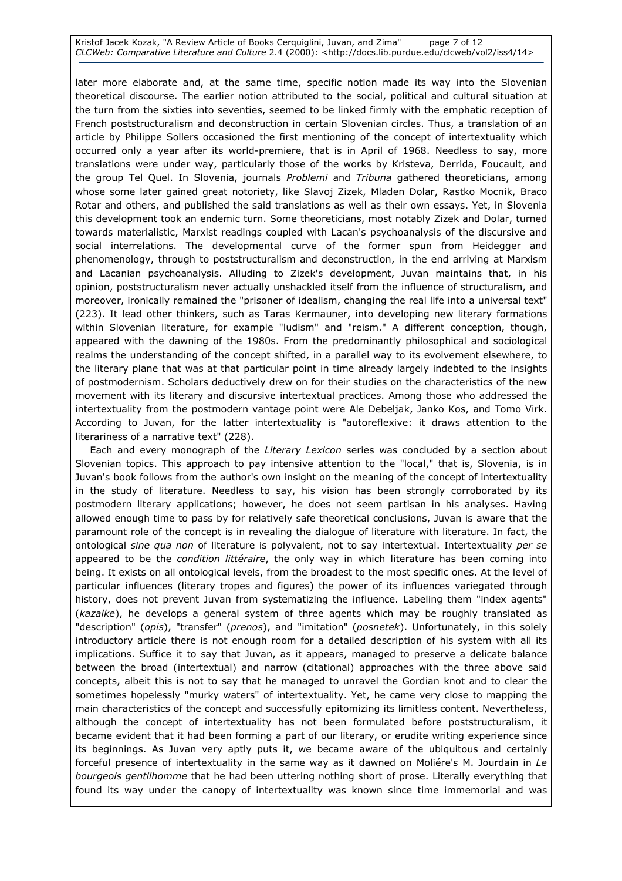later more elaborate and, at the same time, specific notion made its way into the Slovenian theoretical discourse. The earlier notion attributed to the social, political and cultural situation at the turn from the sixties into seventies, seemed to be linked firmly with the emphatic reception of French poststructuralism and deconstruction in certain Slovenian circles. Thus, a translation of an article by Philippe Sollers occasioned the first mentioning of the concept of intertextuality which occurred only a year after its world-premiere, that is in April of 1968. Needless to say, more translations were under way, particularly those of the works by Kristeva, Derrida, Foucault, and the group Tel Quel. In Slovenia, journals *Problemi* and *Tribuna* gathered theoreticians, among whose some later gained great notoriety, like Slavoj Zizek, Mladen Dolar, Rastko Mocnik, Braco Rotar and others, and published the said translations as well as their own essays. Yet, in Slovenia this development took an endemic turn. Some theoreticians, most notably Zizek and Dolar, turned towards materialistic, Marxist readings coupled with Lacan's psychoanalysis of the discursive and social interrelations. The developmental curve of the former spun from Heidegger and phenomenology, through to poststructuralism and deconstruction, in the end arriving at Marxism and Lacanian psychoanalysis. Alluding to Zizek's development, Juvan maintains that, in his opinion, poststructuralism never actually unshackled itself from the influence of structuralism, and moreover, ironically remained the "prisoner of idealism, changing the real life into a universal text" (223). It lead other thinkers, such as Taras Kermauner, into developing new literary formations within Slovenian literature, for example "ludism" and "reism." A different conception, though, appeared with the dawning of the 1980s. From the predominantly philosophical and sociological realms the understanding of the concept shifted, in a parallel way to its evolvement elsewhere, to the literary plane that was at that particular point in time already largely indebted to the insights of postmodernism. Scholars deductively drew on for their studies on the characteristics of the new movement with its literary and discursive intertextual practices. Among those who addressed the intertextuality from the postmodern vantage point were Ale Debeljak, Janko Kos, and Tomo Virk. According to Juvan, for the latter intertextuality is "autoreflexive: it draws attention to the literariness of a narrative text" (228).

Each and every monograph of the *Literary Lexicon* series was concluded by a section about Slovenian topics. This approach to pay intensive attention to the "local," that is, Slovenia, is in Juvan's book follows from the author's own insight on the meaning of the concept of intertextuality in the study of literature. Needless to say, his vision has been strongly corroborated by its postmodern literary applications; however, he does not seem partisan in his analyses. Having allowed enough time to pass by for relatively safe theoretical conclusions, Juvan is aware that the paramount role of the concept is in revealing the dialogue of literature with literature. In fact, the ontological *sine qua non* of literature is polyvalent, not to say intertextual. Intertextuality *per se* appeared to be the *condition littéraire*, the only way in which literature has been coming into being. It exists on all ontological levels, from the broadest to the most specific ones. At the level of particular influences (literary tropes and figures) the power of its influences variegated through history, does not prevent Juvan from systematizing the influence. Labeling them "index agents" (*kazalke*), he develops a general system of three agents which may be roughly translated as "description" (*opis*), "transfer" (*prenos*), and "imitation" (*posnetek*). Unfortunately, in this solely introductory article there is not enough room for a detailed description of his system with all its implications. Suffice it to say that Juvan, as it appears, managed to preserve a delicate balance between the broad (intertextual) and narrow (citational) approaches with the three above said concepts, albeit this is not to say that he managed to unravel the Gordian knot and to clear the sometimes hopelessly "murky waters" of intertextuality. Yet, he came very close to mapping the main characteristics of the concept and successfully epitomizing its limitless content. Nevertheless, although the concept of intertextuality has not been formulated before poststructuralism, it became evident that it had been forming a part of our literary, or erudite writing experience since its beginnings. As Juvan very aptly puts it, we became aware of the ubiquitous and certainly forceful presence of intertextuality in the same way as it dawned on Moliére's M. Jourdain in *Le bourgeois gentilhomme* that he had been uttering nothing short of prose. Literally everything that found its way under the canopy of intertextuality was known since time immemorial and was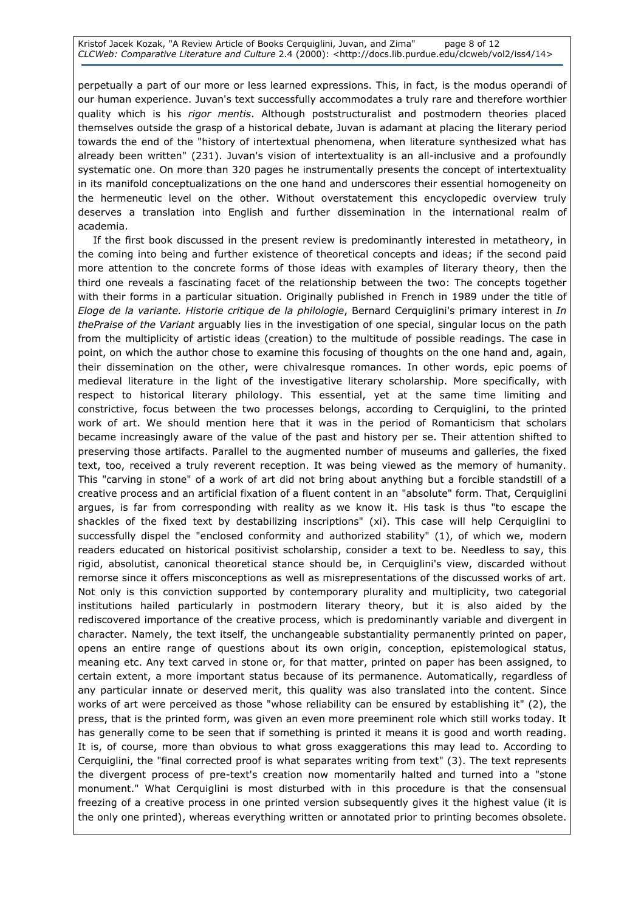perpetually a part of our more or less learned expressions. This, in fact, is the modus operandi of our human experience. Juvan's text successfully accommodates a truly rare and therefore worthier quality which is his *rigor mentis*. Although poststructuralist and postmodern theories placed themselves outside the grasp of a historical debate, Juvan is adamant at placing the literary period towards the end of the "history of intertextual phenomena, when literature synthesized what has already been written" (231). Juvan's vision of intertextuality is an all-inclusive and a profoundly systematic one. On more than 320 pages he instrumentally presents the concept of intertextuality in its manifold conceptualizations on the one hand and underscores their essential homogeneity on the hermeneutic level on the other. Without overstatement this encyclopedic overview truly deserves a translation into English and further dissemination in the international realm of academia.

If the first book discussed in the present review is predominantly interested in metatheory, in the coming into being and further existence of theoretical concepts and ideas; if the second paid more attention to the concrete forms of those ideas with examples of literary theory, then the third one reveals a fascinating facet of the relationship between the two: The concepts together with their forms in a particular situation. Originally published in French in 1989 under the title of *Eloge de la variante. Historie critique de la philologie*, Bernard Cerquiglini's primary interest in *In thePraise of the Variant* arguably lies in the investigation of one special, singular locus on the path from the multiplicity of artistic ideas (creation) to the multitude of possible readings. The case in point, on which the author chose to examine this focusing of thoughts on the one hand and, again, their dissemination on the other, were chivalresque romances. In other words, epic poems of medieval literature in the light of the investigative literary scholarship. More specifically, with respect to historical literary philology. This essential, yet at the same time limiting and constrictive, focus between the two processes belongs, according to Cerquiglini, to the printed work of art. We should mention here that it was in the period of Romanticism that scholars became increasingly aware of the value of the past and history per se. Their attention shifted to preserving those artifacts. Parallel to the augmented number of museums and galleries, the fixed text, too, received a truly reverent reception. It was being viewed as the memory of humanity. This "carving in stone" of a work of art did not bring about anything but a forcible standstill of a creative process and an artificial fixation of a fluent content in an "absolute" form. That, Cerquiglini argues, is far from corresponding with reality as we know it. His task is thus "to escape the shackles of the fixed text by destabilizing inscriptions" (xi). This case will help Cerquiglini to successfully dispel the "enclosed conformity and authorized stability" (1), of which we, modern readers educated on historical positivist scholarship, consider a text to be. Needless to say, this rigid, absolutist, canonical theoretical stance should be, in Cerquiglini's view, discarded without remorse since it offers misconceptions as well as misrepresentations of the discussed works of art. Not only is this conviction supported by contemporary plurality and multiplicity, two categorial institutions hailed particularly in postmodern literary theory, but it is also aided by the rediscovered importance of the creative process, which is predominantly variable and divergent in character. Namely, the text itself, the unchangeable substantiality permanently printed on paper, opens an entire range of questions about its own origin, conception, epistemological status, meaning etc. Any text carved in stone or, for that matter, printed on paper has been assigned, to certain extent, a more important status because of its permanence. Automatically, regardless of any particular innate or deserved merit, this quality was also translated into the content. Since works of art were perceived as those "whose reliability can be ensured by establishing it" (2), the press, that is the printed form, was given an even more preeminent role which still works today. It has generally come to be seen that if something is printed it means it is good and worth reading. It is, of course, more than obvious to what gross exaggerations this may lead to. According to Cerquiglini, the "final corrected proof is what separates writing from text" (3). The text represents the divergent process of pre-text's creation now momentarily halted and turned into a "stone monument." What Cerquiglini is most disturbed with in this procedure is that the consensual freezing of a creative process in one printed version subsequently gives it the highest value (it is the only one printed), whereas everything written or annotated prior to printing becomes obsolete.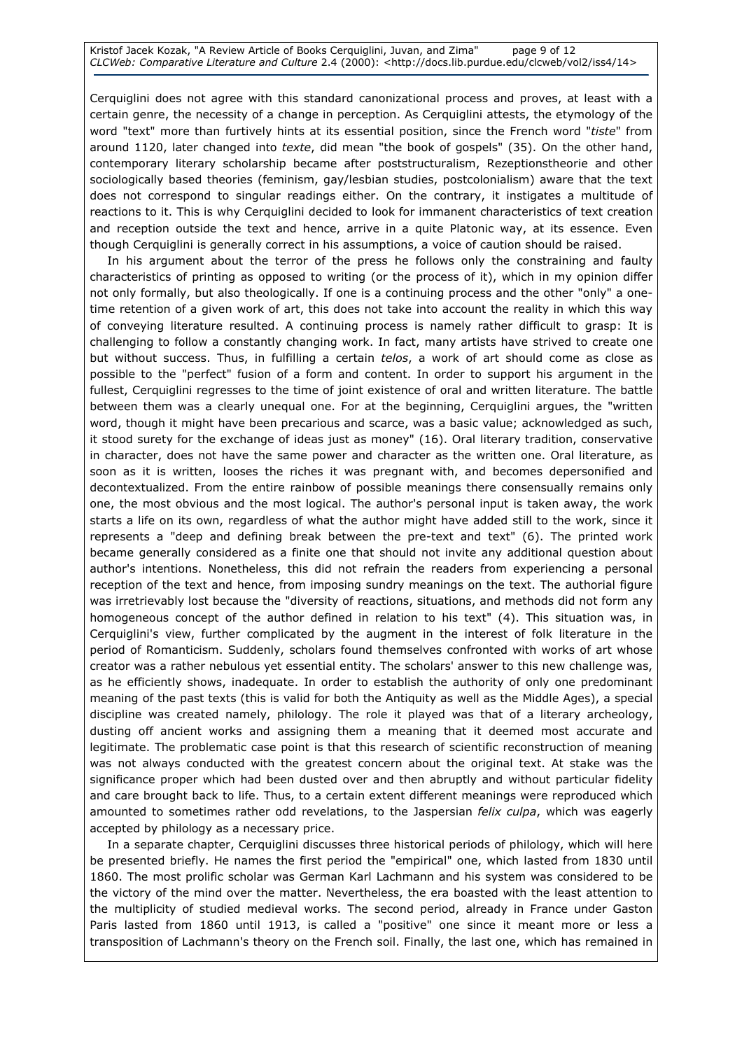Cerquiglini does not agree with this standard canonizational process and proves, at least with a certain genre, the necessity of a change in perception. As Cerquiglini attests, the etymology of the word "text" more than furtively hints at its essential position, since the French word "*tiste*" from around 1120, later changed into *texte*, did mean "the book of gospels" (35). On the other hand, contemporary literary scholarship became after poststructuralism, Rezeptionstheorie and other sociologically based theories (feminism, gay/lesbian studies, postcolonialism) aware that the text does not correspond to singular readings either. On the contrary, it instigates a multitude of reactions to it. This is why Cerquiglini decided to look for immanent characteristics of text creation and reception outside the text and hence, arrive in a quite Platonic way, at its essence. Even though Cerquiglini is generally correct in his assumptions, a voice of caution should be raised.

In his argument about the terror of the press he follows only the constraining and faulty characteristics of printing as opposed to writing (or the process of it), which in my opinion differ not only formally, but also theologically. If one is a continuing process and the other "only" a one-time retention of a given work of art, this does not take into account the reality in which this way of conveying literature resulted. A continuing process is namely rather difficult to grasp: It is challenging to follow a constantly changing work. In fact, many artists have strived to create one but without success. Thus, in fulfilling a certain *telos*, a work of art should come as close as possible to the "perfect" fusion of a form and content. In order to support his argument in the fullest, Cerquiglini regresses to the time of joint existence of oral and written literature. The battle between them was a clearly unequal one. For at the beginning, Cerquiglini argues, the "written word, though it might have been precarious and scarce, was a basic value; acknowledged as such, it stood surety for the exchange of ideas just as money" (16). Oral literary tradition, conservative in character, does not have the same power and character as the written one. Oral literature, as soon as it is written, looses the riches it was pregnant with, and becomes depersonified and decontextualized. From the entire rainbow of possible meanings there consensually remains only one, the most obvious and the most logical. The author's personal input is taken away, the work starts a life on its own, regardless of what the author might have added still to the work, since it represents a "deep and defining break between the pre-text and text" (6). The printed work became generally considered as a finite one that should not invite any additional question about author's intentions. Nonetheless, this did not refrain the readers from experiencing a personal reception of the text and hence, from imposing sundry meanings on the text. The authorial figure was irretrievably lost because the "diversity of reactions, situations, and methods did not form any homogeneous concept of the author defined in relation to his text" (4). This situation was, in Cerquiglini's view, further complicated by the augment in the interest of folk literature in the period of Romanticism. Suddenly, scholars found themselves confronted with works of art whose creator was a rather nebulous yet essential entity. The scholars' answer to this new challenge was, as he efficiently shows, inadequate. In order to establish the authority of only one predominant meaning of the past texts (this is valid for both the Antiquity as well as the Middle Ages), a special discipline was created namely, philology. The role it played was that of a literary archeology, dusting off ancient works and assigning them a meaning that it deemed most accurate and legitimate. The problematic case point is that this research of scientific reconstruction of meaning was not always conducted with the greatest concern about the original text. At stake was the significance proper which had been dusted over and then abruptly and without particular fidelity and care brought back to life. Thus, to a certain extent different meanings were reproduced which amounted to sometimes rather odd revelations, to the Jaspersian *felix culpa*, which was eagerly accepted by philology as a necessary price.

In a separate chapter, Cerquiglini discusses three historical periods of philology, which will here be presented briefly. He names the first period the "empirical" one, which lasted from 1830 until 1860. The most prolific scholar was German Karl Lachmann and his system was considered to be the victory of the mind over the matter. Nevertheless, the era boasted with the least attention to the multiplicity of studied medieval works. The second period, already in France under Gaston Paris lasted from 1860 until 1913, is called a "positive" one since it meant more or less a transposition of Lachmann's theory on the French soil. Finally, the last one, which has remained in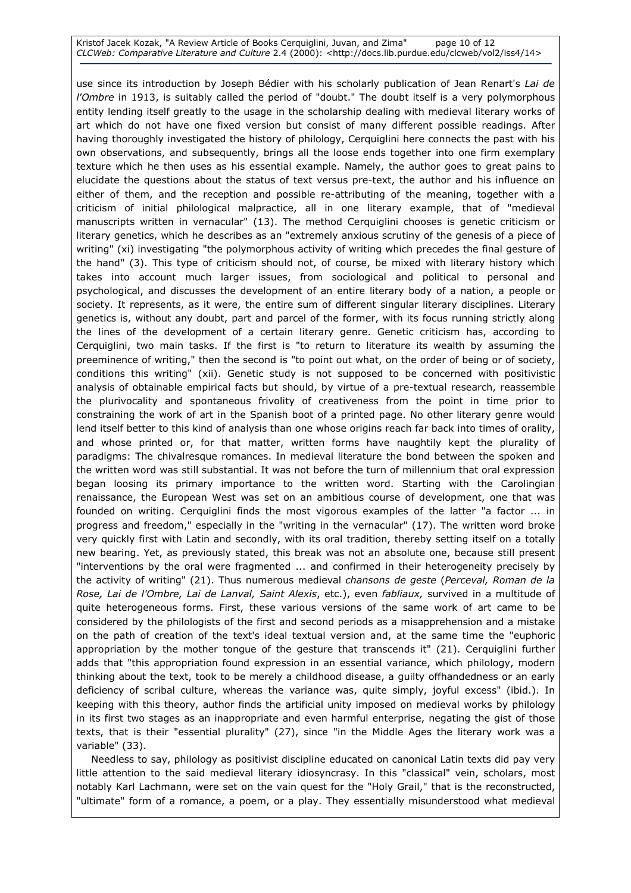use since its introduction by Joseph Bédier with his scholarly publication of Jean Renart's *Lai de l'Ombre* in 1913, is suitably called the period of "doubt." The doubt itself is a very polymorphous entity lending itself greatly to the usage in the scholarship dealing with medieval literary works of art which do not have one fixed version but consist of many different possible readings. After having thoroughly investigated the history of philology, Cerquiglini here connects the past with his own observations, and subsequently, brings all the loose ends together into one firm exemplary texture which he then uses as his essential example. Namely, the author goes to great pains to elucidate the questions about the status of text versus pre-text, the author and his influence on either of them, and the reception and possible re-attributing of the meaning, together with a criticism of initial philological malpractice, all in one literary example, that of "medieval manuscripts written in vernacular" (13). The method Cerquiglini chooses is genetic criticism or literary genetics, which he describes as an "extremely anxious scrutiny of the genesis of a piece of writing" (xi) investigating "the polymorphous activity of writing which precedes the final gesture of the hand" (3). This type of criticism should not, of course, be mixed with literary history which takes into account much larger issues, from sociological and political to personal and psychological, and discusses the development of an entire literary body of a nation, a people or society. It represents, as it were, the entire sum of different singular literary disciplines. Literary genetics is, without any doubt, part and parcel of the former, with its focus running strictly along the lines of the development of a certain literary genre. Genetic criticism has, according to Cerquiglini, two main tasks. If the first is "to return to literature its wealth by assuming the preeminence of writing," then the second is "to point out what, on the order of being or of society, conditions this writing" (xii). Genetic study is not supposed to be concerned with positivistic analysis of obtainable empirical facts but should, by virtue of a pre-textual research, reassemble the plurivocality and spontaneous frivolity of creativeness from the point in time prior to constraining the work of art in the Spanish boot of a printed page. No other literary genre would lend itself better to this kind of analysis than one whose origins reach far back into times of orality, and whose printed or, for that matter, written forms have naughtily kept the plurality of paradigms: The chivalresque romances. In medieval literature the bond between the spoken and the written word was still substantial. It was not before the turn of millennium that oral expression began loosing its primary importance to the written word. Starting with the Carolingian renaissance, the European West was set on an ambitious course of development, one that was founded on writing. Cerquiglini finds the most vigorous examples of the latter "a factor ... in progress and freedom," especially in the "writing in the vernacular" (17). The written word broke very quickly first with Latin and secondly, with its oral tradition, thereby setting itself on a totally new bearing. Yet, as previously stated, this break was not an absolute one, because still present "interventions by the oral were fragmented ... and confirmed in their heterogeneity precisely by the activity of writing" (21). Thus numerous medieval *chansons de geste* (*Perceval, Roman de la Rose, Lai de l'Ombre, Lai de Lanval, Saint Alexis*, etc.), even *fabliaux,* survived in a multitude of quite heterogeneous forms. First, these various versions of the same work of art came to be considered by the philologists of the first and second periods as a misapprehension and a mistake on the path of creation of the text's ideal textual version and, at the same time the "euphoric appropriation by the mother tongue of the gesture that transcends it" (21). Cerquiglini further adds that "this appropriation found expression in an essential variance, which philology, modern thinking about the text, took to be merely a childhood disease, a guilty offhandedness or an early deficiency of scribal culture, whereas the variance was, quite simply, joyful excess" (ibid.). In keeping with this theory, author finds the artificial unity imposed on medieval works by philology in its first two stages as an inappropriate and even harmful enterprise, negating the gist of those texts, that is their "essential plurality" (27), since "in the Middle Ages the literary work was a variable" (33).

Needless to say, philology as positivist discipline educated on canonical Latin texts did pay very little attention to the said medieval literary idiosyncrasy. In this "classical" vein, scholars, most notably Karl Lachmann, were set on the vain quest for the "Holy Grail," that is the reconstructed, "ultimate" form of a romance, a poem, or a play. They essentially misunderstood what medieval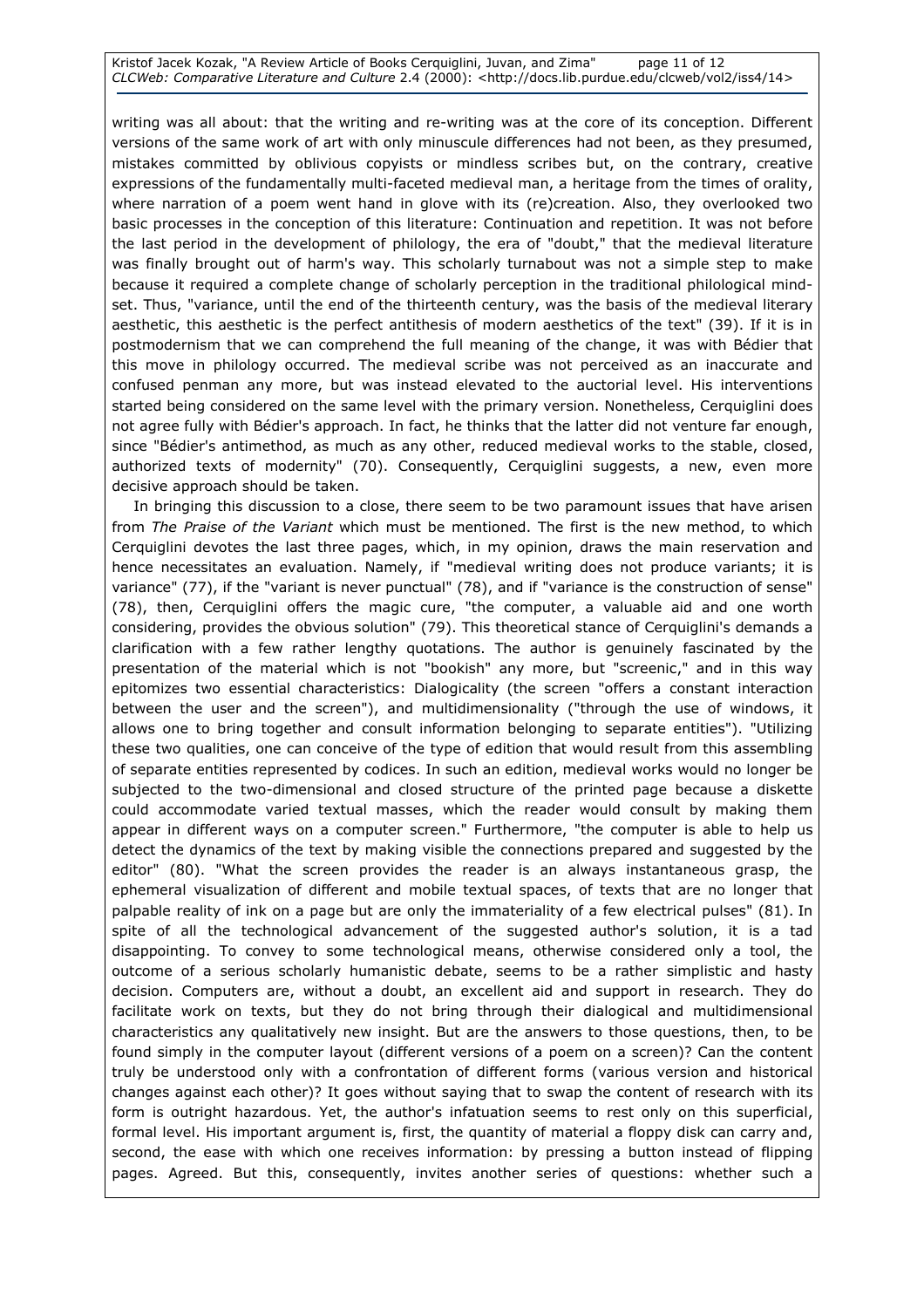writing was all about: that the writing and re-writing was at the core of its conception. Different versions of the same work of art with only minuscule differences had not been, as they presumed, mistakes committed by oblivious copyists or mindless scribes but, on the contrary, creative expressions of the fundamentally multi-faceted medieval man, a heritage from the times of orality, where narration of a poem went hand in glove with its (re)creation. Also, they overlooked two basic processes in the conception of this literature: Continuation and repetition. It was not before the last period in the development of philology, the era of "doubt," that the medieval literature was finally brought out of harm's way. This scholarly turnabout was not a simple step to make because it required a complete change of scholarly perception in the traditional philological mind-set. Thus, "variance, until the end of the thirteenth century, was the basis of the medieval literary aesthetic, this aesthetic is the perfect antithesis of modern aesthetics of the text" (39). If it is in postmodernism that we can comprehend the full meaning of the change, it was with Bédier that this move in philology occurred. The medieval scribe was not perceived as an inaccurate and confused penman any more, but was instead elevated to the auctorial level. His interventions started being considered on the same level with the primary version. Nonetheless, Cerquiglini does not agree fully with Bédier's approach. In fact, he thinks that the latter did not venture far enough, since "Bédier's antimethod, as much as any other, reduced medieval works to the stable, closed, authorized texts of modernity" (70). Consequently, Cerquiglini suggests, a new, even more decisive approach should be taken.

In bringing this discussion to a close, there seem to be two paramount issues that have arisen from *The Praise of the Variant* which must be mentioned. The first is the new method, to which Cerquiglini devotes the last three pages, which, in my opinion, draws the main reservation and hence necessitates an evaluation. Namely, if "medieval writing does not produce variants; it is variance" (77), if the "variant is never punctual" (78), and if "variance is the construction of sense" (78), then, Cerquiglini offers the magic cure, "the computer, a valuable aid and one worth considering, provides the obvious solution" (79). This theoretical stance of Cerquiglini's demands a clarification with a few rather lengthy quotations. The author is genuinely fascinated by the presentation of the material which is not "bookish" any more, but "screenic," and in this way epitomizes two essential characteristics: Dialogicality (the screen "offers a constant interaction between the user and the screen"), and multidimensionality ("through the use of windows, it allows one to bring together and consult information belonging to separate entities"). "Utilizing these two qualities, one can conceive of the type of edition that would result from this assembling of separate entities represented by codices. In such an edition, medieval works would no longer be subjected to the two-dimensional and closed structure of the printed page because a diskette could accommodate varied textual masses, which the reader would consult by making them appear in different ways on a computer screen." Furthermore, "the computer is able to help us detect the dynamics of the text by making visible the connections prepared and suggested by the editor" (80). "What the screen provides the reader is an always instantaneous grasp, the ephemeral visualization of different and mobile textual spaces, of texts that are no longer that palpable reality of ink on a page but are only the immateriality of a few electrical pulses" (81). In spite of all the technological advancement of the suggested author's solution, it is a tad disappointing. To convey to some technological means, otherwise considered only a tool, the outcome of a serious scholarly humanistic debate, seems to be a rather simplistic and hasty decision. Computers are, without a doubt, an excellent aid and support in research. They do facilitate work on texts, but they do not bring through their dialogical and multidimensional characteristics any qualitatively new insight. But are the answers to those questions, then, to be found simply in the computer layout (different versions of a poem on a screen)? Can the content truly be understood only with a confrontation of different forms (various version and historical changes against each other)? It goes without saying that to swap the content of research with its form is outright hazardous. Yet, the author's infatuation seems to rest only on this superficial, formal level. His important argument is, first, the quantity of material a floppy disk can carry and, second, the ease with which one receives information: by pressing a button instead of flipping pages. Agreed. But this, consequently, invites another series of questions: whether such a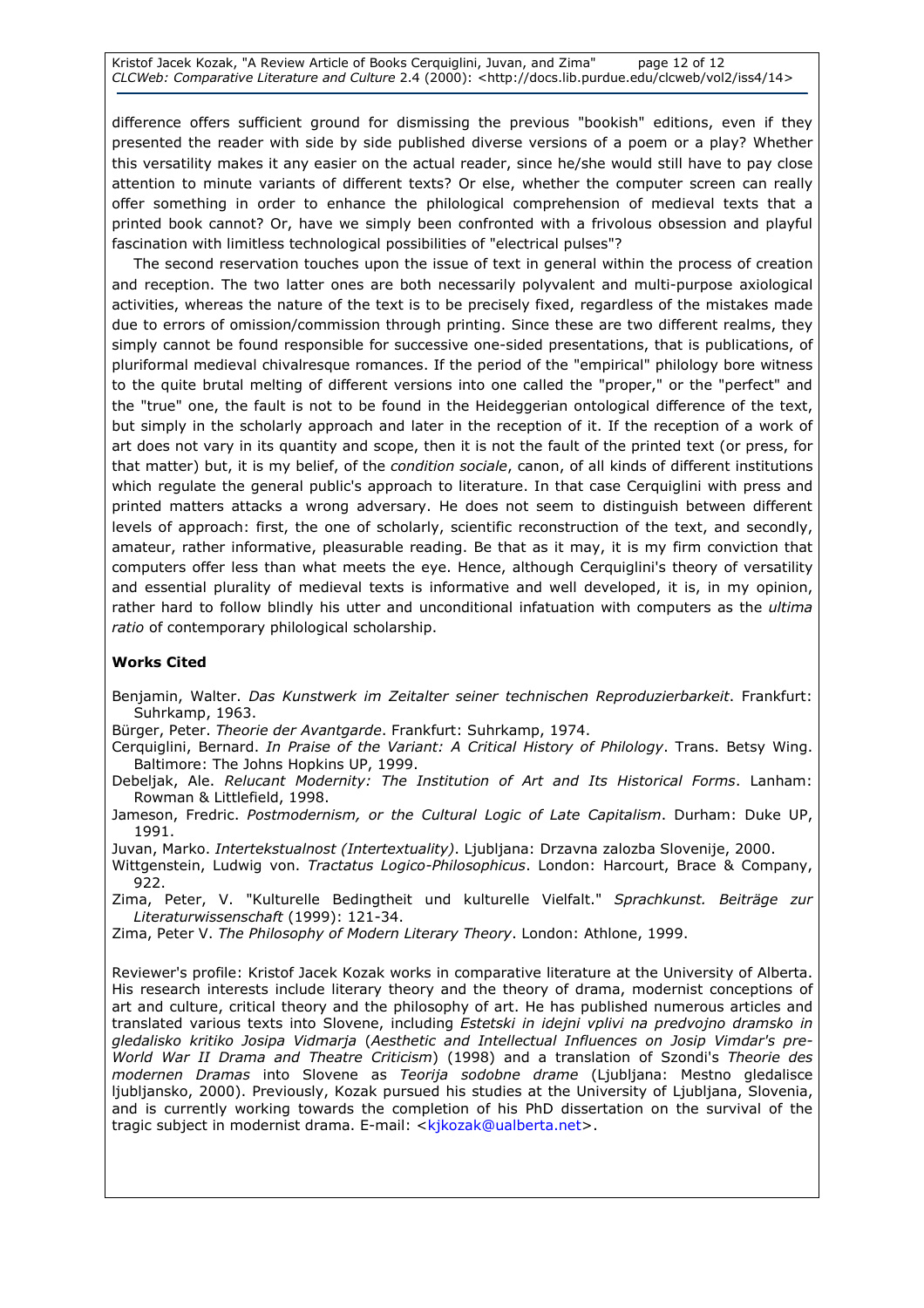difference offers sufficient ground for dismissing the previous "bookish" editions, even if they presented the reader with side by side published diverse versions of a poem or a play? Whether this versatility makes it any easier on the actual reader, since he/she would still have to pay close attention to minute variants of different texts? Or else, whether the computer screen can really offer something in order to enhance the philological comprehension of medieval texts that a printed book cannot? Or, have we simply been confronted with a frivolous obsession and playful fascination with limitless technological possibilities of "electrical pulses"?

The second reservation touches upon the issue of text in general within the process of creation and reception. The two latter ones are both necessarily polyvalent and multi-purpose axiological activities, whereas the nature of the text is to be precisely fixed, regardless of the mistakes made due to errors of omission/commission through printing. Since these are two different realms, they simply cannot be found responsible for successive one-sided presentations, that is publications, of pluriformal medieval chivalresque romances. If the period of the "empirical" philology bore witness to the quite brutal melting of different versions into one called the "proper," or the "perfect" and the "true" one, the fault is not to be found in the Heideggerian ontological difference of the text, but simply in the scholarly approach and later in the reception of it. If the reception of a work of art does not vary in its quantity and scope, then it is not the fault of the printed text (or press, for that matter) but, it is my belief, of the *condition sociale*, canon, of all kinds of different institutions which regulate the general public's approach to literature. In that case Cerquiglini with press and printed matters attacks a wrong adversary. He does not seem to distinguish between different levels of approach: first, the one of scholarly, scientific reconstruction of the text, and secondly, amateur, rather informative, pleasurable reading. Be that as it may, it is my firm conviction that computers offer less than what meets the eye. Hence, although Cerquiglini's theory of versatility and essential plurality of medieval texts is informative and well developed, it is, in my opinion, rather hard to follow blindly his utter and unconditional infatuation with computers as the *ultima ratio* of contemporary philological scholarship.

**Works Cited**

Benjamin, Walter. *Das Kunstwerk im Zeitalter seiner technischen Reproduzierbarkeit*. Frankfurt: Suhrkamp, 1963.

Bürger, Peter. *Theorie der Avantgarde*. Frankfurt: Suhrkamp, 1974.

Cerquiglini, Bernard. *In Praise of the Variant: A Critical History of Philology*. Trans. Betsy Wing. Baltimore: The Johns Hopkins UP, 1999.

Debeljak, Ale. *Relucant Modernity: The Institution of Art and Its Historical Forms*. Lanham: Rowman & Littlefield, 1998.

Jameson, Fredric. *Postmodernism, or the Cultural Logic of Late Capitalism*. Durham: Duke UP, 1991.

Juvan, Marko. *Intertekstualnost (Intertextuality)*. Ljubljana: Drzavna zalozba Slovenije, 2000.

Wittgenstein, Ludwig von. *Tractatus Logico-Philosophicus*. London: Harcourt, Brace & Company, 922.

Zima, Peter, V. "Kulturelle Bedingtheit und kulturelle Vielfalt." *Sprachkunst. Beiträge zur Literaturwissenschaft* (1999): 121-34.

Zima, Peter V. *The Philosophy of Modern Literary Theory*. London: Athlone, 1999.

Reviewer's profile: Kristof Jacek Kozak works in comparative literature at the University of Alberta. His research interests include literary theory and the theory of drama, modernist conceptions of art and culture, critical theory and the philosophy of art. He has published numerous articles and translated various texts into Slovene, including *Estetski in idejni vplivi na predvojno dramsko in gledalisko kritiko Josipa Vidmarja* (*Aesthetic and Intellectual Influences on Josip Vimdar's pre-World War II Drama and Theatre Criticism*) (1998) and a translation of Szondi's *Theorie des modernen Dramas* into Slovene as *Teorija sodobne drame* (Ljubljana: Mestno gledalisce ljubljansko, 2000). Previously, Kozak pursued his studies at the University of Ljubljana, Slovenia, and is currently working towards the completion of his PhD dissertation on the survival of the tragic subject in modernist drama. E-mail: <kjkozak@ualberta.net>.